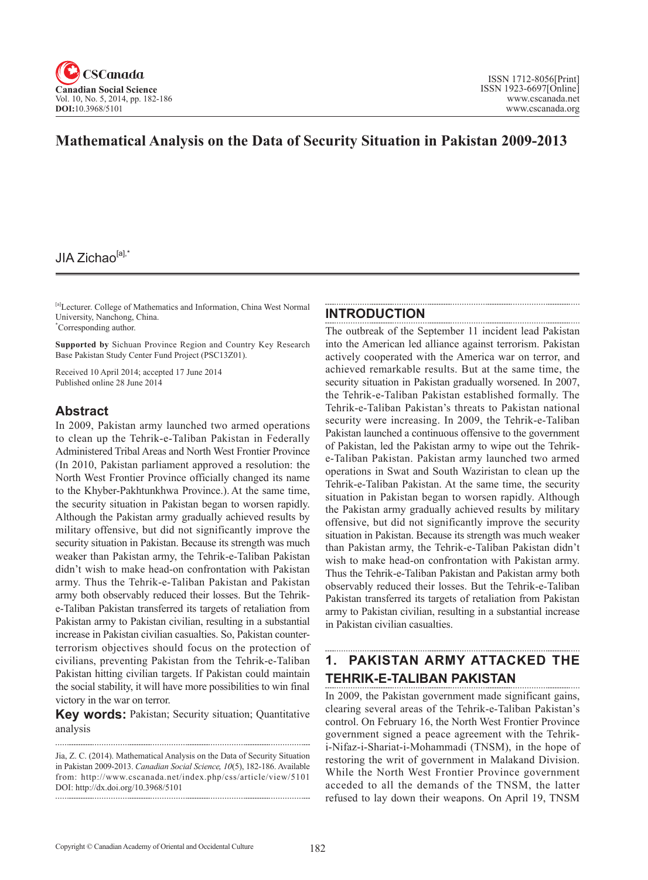# Mathematical Analysis on the Data of Security Situation in Pakistan 2009-2013

JIA Zichao[a],*

[a]Lecturer. College of Mathematics and Information, China West Normal University, Nanchong, China.
*Corresponding author.

**Supported by** Sichuan Province Region and Country Key Research Base Pakistan Study Center Fund Project (PSC13Z01).

Received 10 April 2014; accepted 17 June 2014
Published online 28 June 2014

## Abstract

In 2009, Pakistan army launched two armed operations to clean up the Tehrik-e-Taliban Pakistan in Federally Administered Tribal Areas and North West Frontier Province (In 2010, Pakistan parliament approved a resolution: the North West Frontier Province officially changed its name to the Khyber-Pakhtunkhwa Province.). At the same time, the security situation in Pakistan began to worsen rapidly. Although the Pakistan army gradually achieved results by military offensive, but did not significantly improve the security situation in Pakistan. Because its strength was much weaker than Pakistan army, the Tehrik-e-Taliban Pakistan didn't wish to make head-on confrontation with Pakistan army. Thus the Tehrik-e-Taliban Pakistan and Pakistan army both observably reduced their losses. But the Tehrik-e-Taliban Pakistan transferred its targets of retaliation from Pakistan army to Pakistan civilian, resulting in a substantial increase in Pakistan civilian casualties. So, Pakistan counter-terrorism objectives should focus on the protection of civilians, preventing Pakistan from the Tehrik-e-Taliban Pakistan hitting civilian targets. If Pakistan could maintain the social stability, it will have more possibilities to win final victory in the war on terror.

**Key words:** Pakistan; Security situation; Quantitative analysis

Jia, Z. C. (2014). Mathematical Analysis on the Data of Security Situation in Pakistan 2009-2013. *Canadian Social Science, 10*(5), 182-186. Available from: http://www.cscanada.net/index.php/css/article/view/5101
DOI: http://dx.doi.org/10.3968/5101

## INTRODUCTION

The outbreak of the September 11 incident lead Pakistan into the American led alliance against terrorism. Pakistan actively cooperated with the America war on terror, and achieved remarkable results. But at the same time, the security situation in Pakistan gradually worsened. In 2007, the Tehrik-e-Taliban Pakistan established formally. The Tehrik-e-Taliban Pakistan's threats to Pakistan national security were increasing. In 2009, the Tehrik-e-Taliban Pakistan launched a continuous offensive to the government of Pakistan, led the Pakistan army to wipe out the Tehrik-e-Taliban Pakistan. Pakistan army launched two armed operations in Swat and South Waziristan to clean up the Tehrik-e-Taliban Pakistan. At the same time, the security situation in Pakistan began to worsen rapidly. Although the Pakistan army gradually achieved results by military offensive, but did not significantly improve the security situation in Pakistan. Because its strength was much weaker than Pakistan army, the Tehrik-e-Taliban Pakistan didn't wish to make head-on confrontation with Pakistan army. Thus the Tehrik-e-Taliban Pakistan and Pakistan army both observably reduced their losses. But the Tehrik-e-Taliban Pakistan transferred its targets of retaliation from Pakistan army to Pakistan civilian, resulting in a substantial increase in Pakistan civilian casualties.

## 1. PAKISTAN ARMY ATTACKED THE TEHRIK-E-TALIBAN PAKISTAN

In 2009, the Pakistan government made significant gains, clearing several areas of the Tehrik-e-Taliban Pakistan's control. On February 16, the North West Frontier Province government signed a peace agreement with the Tehrik-i-Nifaz-i-Shariat-i-Mohammadi (TNSM), in the hope of restoring the writ of government in Malakand Division. While the North West Frontier Province government acceded to all the demands of the TNSM, the latter refused to lay down their weapons. On April 19, TNSM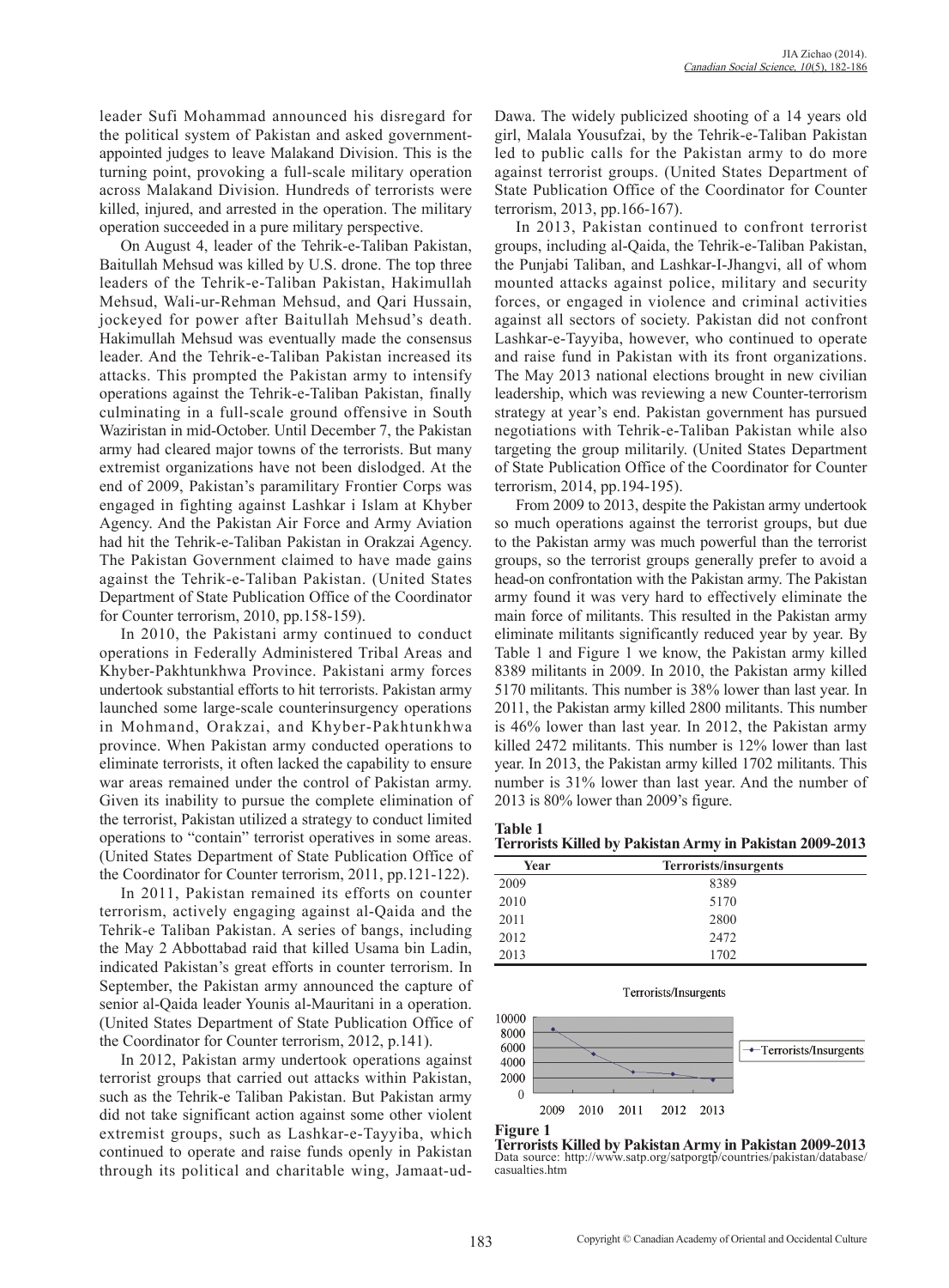leader Sufi Mohammad announced his disregard for the political system of Pakistan and asked government-appointed judges to leave Malakand Division. This is the turning point, provoking a full-scale military operation across Malakand Division. Hundreds of terrorists were killed, injured, and arrested in the operation. The military operation succeeded in a pure military perspective.

On August 4, leader of the Tehrik-e-Taliban Pakistan, Baitullah Mehsud was killed by U.S. drone. The top three leaders of the Tehrik-e-Taliban Pakistan, Hakimullah Mehsud, Wali-ur-Rehman Mehsud, and Qari Hussain, jockeyed for power after Baitullah Mehsud's death. Hakimullah Mehsud was eventually made the consensus leader. And the Tehrik-e-Taliban Pakistan increased its attacks. This prompted the Pakistan army to intensify operations against the Tehrik-e-Taliban Pakistan, finally culminating in a full-scale ground offensive in South Waziristan in mid-October. Until December 7, the Pakistan army had cleared major towns of the terrorists. But many extremist organizations have not been dislodged. At the end of 2009, Pakistan's paramilitary Frontier Corps was engaged in fighting against Lashkar i Islam at Khyber Agency. And the Pakistan Air Force and Army Aviation had hit the Tehrik-e-Taliban Pakistan in Orakzai Agency. The Pakistan Government claimed to have made gains against the Tehrik-e-Taliban Pakistan. (United States Department of State Publication Office of the Coordinator for Counter terrorism, 2010, pp.158-159).

In 2010, the Pakistani army continued to conduct operations in Federally Administered Tribal Areas and Khyber-Pakhtunkhwa Province. Pakistani army forces undertook substantial efforts to hit terrorists. Pakistan army launched some large-scale counterinsurgency operations in Mohmand, Orakzai, and Khyber-Pakhtunkhwa province. When Pakistan army conducted operations to eliminate terrorists, it often lacked the capability to ensure war areas remained under the control of Pakistan army. Given its inability to pursue the complete elimination of the terrorist, Pakistan utilized a strategy to conduct limited operations to "contain" terrorist operatives in some areas. (United States Department of State Publication Office of the Coordinator for Counter terrorism, 2011, pp.121-122).

In 2011, Pakistan remained its efforts on counter terrorism, actively engaging against al-Qaida and the Tehrik-e Taliban Pakistan. A series of bangs, including the May 2 Abbottabad raid that killed Usama bin Ladin, indicated Pakistan's great efforts in counter terrorism. In September, the Pakistan army announced the capture of senior al-Qaida leader Younis al-Mauritani in a operation. (United States Department of State Publication Office of the Coordinator for Counter terrorism, 2012, p.141).

In 2012, Pakistan army undertook operations against terrorist groups that carried out attacks within Pakistan, such as the Tehrik-e Taliban Pakistan. But Pakistan army did not take significant action against some other violent extremist groups, such as Lashkar-e-Tayyiba, which continued to operate and raise funds openly in Pakistan through its political and charitable wing, Jamaat-ud-Dawa. The widely publicized shooting of a 14 years old girl, Malala Yousufzai, by the Tehrik-e-Taliban Pakistan led to public calls for the Pakistan army to do more against terrorist groups. (United States Department of State Publication Office of the Coordinator for Counter terrorism, 2013, pp.166-167).

In 2013, Pakistan continued to confront terrorist groups, including al-Qaida, the Tehrik-e-Taliban Pakistan, the Punjabi Taliban, and Lashkar-I-Jhangvi, all of whom mounted attacks against police, military and security forces, or engaged in violence and criminal activities against all sectors of society. Pakistan did not confront Lashkar-e-Tayyiba, however, who continued to operate and raise fund in Pakistan with its front organizations. The May 2013 national elections brought in new civilian leadership, which was reviewing a new Counter-terrorism strategy at year's end. Pakistan government has pursued negotiations with Tehrik-e-Taliban Pakistan while also targeting the group militarily. (United States Department of State Publication Office of the Coordinator for Counter terrorism, 2014, pp.194-195).

From 2009 to 2013, despite the Pakistan army undertook so much operations against the terrorist groups, but due to the Pakistan army was much powerful than the terrorist groups, so the terrorist groups generally prefer to avoid a head-on confrontation with the Pakistan army. The Pakistan army found it was very hard to effectively eliminate the main force of militants. This resulted in the Pakistan army eliminate militants significantly reduced year by year. By Table 1 and Figure 1 we know, the Pakistan army killed 8389 militants in 2009. In 2010, the Pakistan army killed 5170 militants. This number is 38% lower than last year. In 2011, the Pakistan army killed 2800 militants. This number is 46% lower than last year. In 2012, the Pakistan army killed 2472 militants. This number is 12% lower than last year. In 2013, the Pakistan army killed 1702 militants. This number is 31% lower than last year. And the number of 2013 is 80% lower than 2009's figure.

**Table 1**
**Terrorists Killed by Pakistan Army in Pakistan 2009-2013**

| Year | Terrorists/insurgents |
|---|---|
| 2009 | 8389 |
| 2010 | 5170 |
| 2011 | 2800 |
| 2012 | 2472 |
| 2013 | 1702 |

**Figure 1**
**Terrorists Killed by Pakistan Army in Pakistan 2009-2013**
Data source: http://www.satp.org/satporgtp/countries/pakistan/database/casualties.htm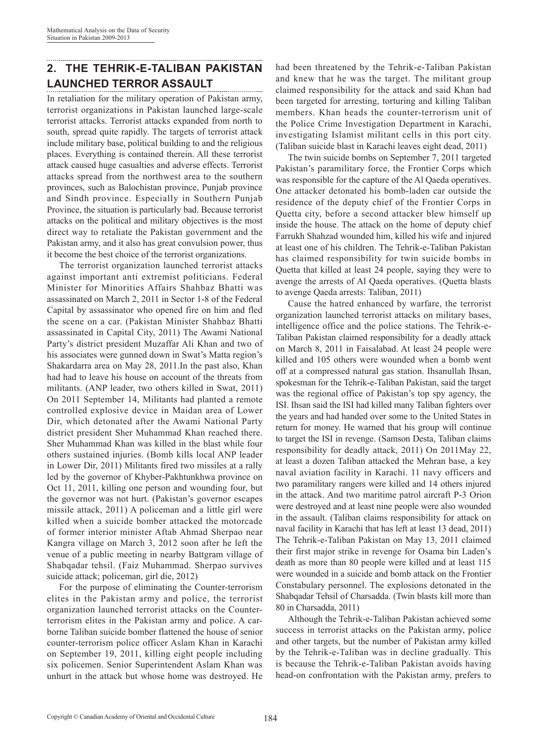## 2. THE TEHRIK-E-TALIBAN PAKISTAN LAUNCHED TERROR ASSAULT

In retaliation for the military operation of Pakistan army, terrorist organizations in Pakistan launched large-scale terrorist attacks. Terrorist attacks expanded from north to south, spread quite rapidly. The targets of terrorist attack include military base, political building to and the religious places. Everything is contained therein. All these terrorist attack caused huge casualties and adverse effects. Terrorist attacks spread from the northwest area to the southern provinces, such as Balochistan province, Punjab province and Sindh province. Especially in Southern Punjab Province, the situation is particularly bad. Because terrorist attacks on the political and military objectives is the most direct way to retaliate the Pakistan government and the Pakistan army, and it also has great convulsion power, thus it become the best choice of the terrorist organizations.

The terrorist organization launched terrorist attacks against important anti extremist politicians. Federal Minister for Minorities Affairs Shahbaz Bhatti was assassinated on March 2, 2011 in Sector 1-8 of the Federal Capital by assassinator who opened fire on him and fled the scene on a car. (Pakistan Minister Shahbaz Bhatti assassinated in Capital City, 2011) The Awami National Party's district president Muzaffar Ali Khan and two of his associates were gunned down in Swat's Matta region's Shakardarra area on May 28, 2011.In the past also, Khan had had to leave his house on account of the threats from militants. (ANP leader, two others killed in Swat, 2011) On 2011 September 14, Militants had planted a remote controlled explosive device in Maidan area of Lower Dir, which detonated after the Awami National Party district president Sher Muhammad Khan reached there. Sher Muhammad Khan was killed in the blast while four others sustained injuries. (Bomb kills local ANP leader in Lower Dir, 2011) Militants fired two missiles at a rally led by the governor of Khyber-Pakhtunkhwa province on Oct 11, 2011, killing one person and wounding four, but the governor was not hurt. (Pakistan's governor escapes missile attack, 2011) A policeman and a little girl were killed when a suicide bomber attacked the motorcade of former interior minister Aftab Ahmad Sherpao near Kangra village on March 3, 2012 soon after he left the venue of a public meeting in nearby Battgram village of Shabqadar tehsil. (Faiz Muhammad. Sherpao survives suicide attack; policeman, girl die, 2012)

For the purpose of eliminating the Counter-terrorism elites in the Pakistan army and police, the terrorist organization launched terrorist attacks on the Counter-terrorism elites in the Pakistan army and police. A car-borne Taliban suicide bomber flattened the house of senior counter-terrorism police officer Aslam Khan in Karachi on September 19, 2011, killing eight people including six policemen. Senior Superintendent Aslam Khan was unhurt in the attack but whose home was destroyed. He had been threatened by the Tehrik-e-Taliban Pakistan and knew that he was the target. The militant group claimed responsibility for the attack and said Khan had been targeted for arresting, torturing and killing Taliban members. Khan heads the counter-terrorism unit of the Police Crime Investigation Department in Karachi, investigating Islamist militant cells in this port city. (Taliban suicide blast in Karachi leaves eight dead, 2011)

The twin suicide bombs on September 7, 2011 targeted Pakistan's paramilitary force, the Frontier Corps which was responsible for the capture of the Al Qaeda operatives. One attacker detonated his bomb-laden car outside the residence of the deputy chief of the Frontier Corps in Quetta city, before a second attacker blew himself up inside the house. The attack on the home of deputy chief Farrukh Shahzad wounded him, killed his wife and injured at least one of his children. The Tehrik-e-Taliban Pakistan has claimed responsibility for twin suicide bombs in Quetta that killed at least 24 people, saying they were to avenge the arrests of Al Qaeda operatives. (Quetta blasts to avenge Qaeda arrests: Taliban, 2011)

Cause the hatred enhanced by warfare, the terrorist organization launched terrorist attacks on military bases, intelligence office and the police stations. The Tehrik-e-Taliban Pakistan claimed responsibility for a deadly attack on March 8, 2011 in Faisalabad. At least 24 people were killed and 105 others were wounded when a bomb went off at a compressed natural gas station. Ihsanullah Ihsan, spokesman for the Tehrik-e-Taliban Pakistan, said the target was the regional office of Pakistan's top spy agency, the ISI. Ihsan said the ISI had killed many Taliban fighters over the years and had handed over some to the United States in return for money. He warned that his group will continue to target the ISI in revenge. (Samson Desta, Taliban claims responsibility for deadly attack, 2011) On 2011May 22, at least a dozen Taliban attacked the Mehran base, a key naval aviation facility in Karachi. 11 navy officers and two paramilitary rangers were killed and 14 others injured in the attack. And two maritime patrol aircraft P-3 Orion were destroyed and at least nine people were also wounded in the assault. (Taliban claims responsibility for attack on naval facility in Karachi that has left at least 13 dead, 2011) The Tehrik-e-Taliban Pakistan on May 13, 2011 claimed their first major strike in revenge for Osama bin Laden's death as more than 80 people were killed and at least 115 were wounded in a suicide and bomb attack on the Frontier Constabulary personnel. The explosions detonated in the Shabqadar Tehsil of Charsadda. (Twin blasts kill more than 80 in Charsadda, 2011)

Although the Tehrik-e-Taliban Pakistan achieved some success in terrorist attacks on the Pakistan army, police and other targets, but the number of Pakistan army killed by the Tehrik-e-Taliban was in decline gradually. This is because the Tehrik-e-Taliban Pakistan avoids having head-on confrontation with the Pakistan army, prefers to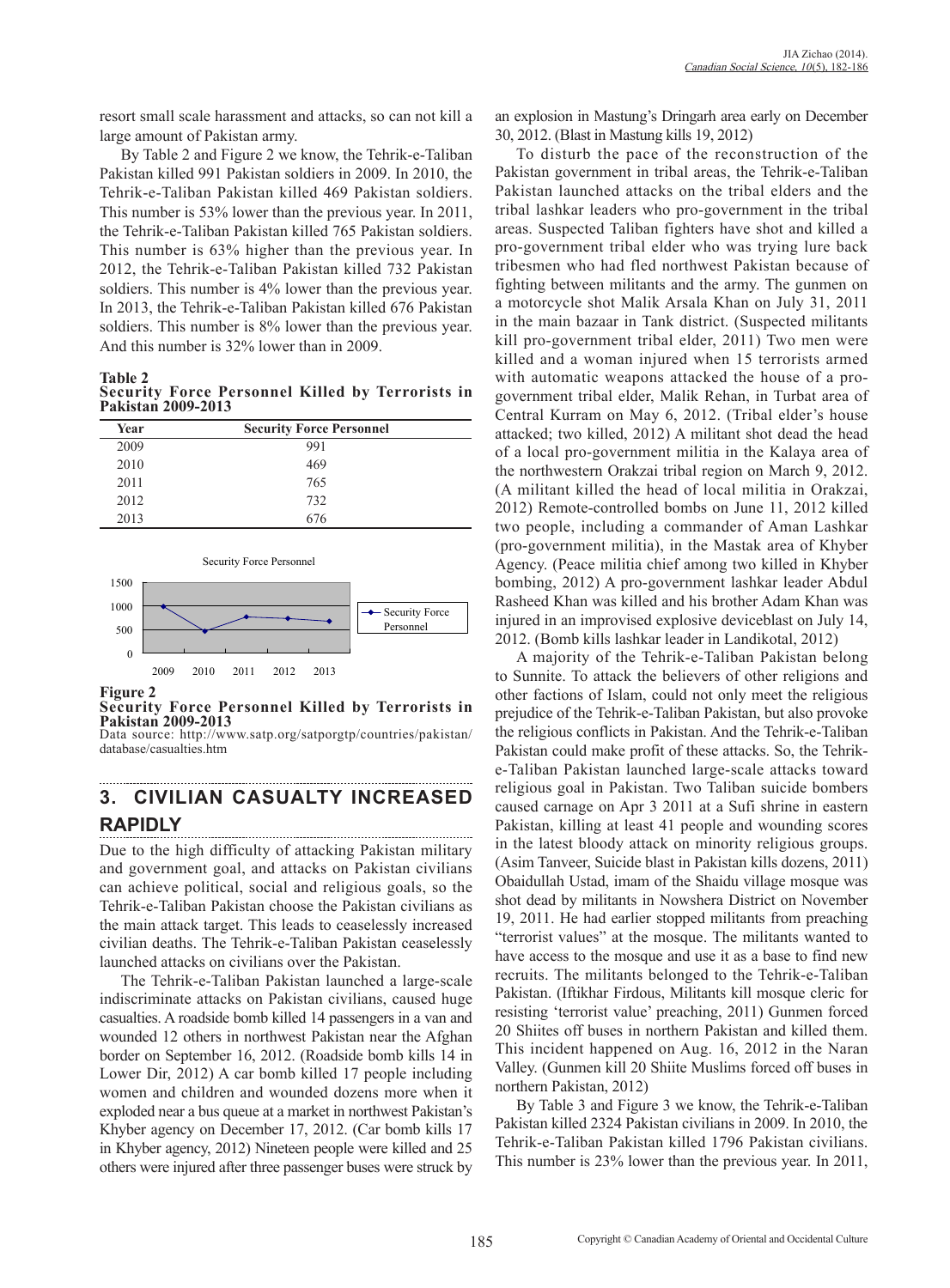resort small scale harassment and attacks, so can not kill a large amount of Pakistan army.

By Table 2 and Figure 2 we know, the Tehrik-e-Taliban Pakistan killed 991 Pakistan soldiers in 2009. In 2010, the Tehrik-e-Taliban Pakistan killed 469 Pakistan soldiers. This number is 53% lower than the previous year. In 2011, the Tehrik-e-Taliban Pakistan killed 765 Pakistan soldiers. This number is 63% higher than the previous year. In 2012, the Tehrik-e-Taliban Pakistan killed 732 Pakistan soldiers. This number is 4% lower than the previous year. In 2013, the Tehrik-e-Taliban Pakistan killed 676 Pakistan soldiers. This number is 8% lower than the previous year. And this number is 32% lower than in 2009.

**Table 2**
**Security Force Personnel Killed by Terrorists in Pakistan 2009-2013**

| Year | Security Force Personnel |
|---|---|
| 2009 | 991 |
| 2010 | 469 |
| 2011 | 765 |
| 2012 | 732 |
| 2013 | 676 |

**Figure 2**
**Security Force Personnel Killed by Terrorists in Pakistan 2009-2013**
Data source: http://www.satp.org/satporgtp/countries/pakistan/database/casualties.htm

## 3. CIVILIAN CASUALTY INCREASED RAPIDLY

Due to the high difficulty of attacking Pakistan military and government goal, and attacks on Pakistan civilians can achieve political, social and religious goals, so the Tehrik-e-Taliban Pakistan choose the Pakistan civilians as the main attack target. This leads to ceaselessly increased civilian deaths. The Tehrik-e-Taliban Pakistan ceaselessly launched attacks on civilians over the Pakistan.

The Tehrik-e-Taliban Pakistan launched a large-scale indiscriminate attacks on Pakistan civilians, caused huge casualties. A roadside bomb killed 14 passengers in a van and wounded 12 others in northwest Pakistan near the Afghan border on September 16, 2012. (Roadside bomb kills 14 in Lower Dir, 2012) A car bomb killed 17 people including women and children and wounded dozens more when it exploded near a bus queue at a market in northwest Pakistan's Khyber agency on December 17, 2012. (Car bomb kills 17 in Khyber agency, 2012) Nineteen people were killed and 25 others were injured after three passenger buses were struck by an explosion in Mastung's Dringarh area early on December 30, 2012. (Blast in Mastung kills 19, 2012)

To disturb the pace of the reconstruction of the Pakistan government in tribal areas, the Tehrik-e-Taliban Pakistan launched attacks on the tribal elders and the tribal lashkar leaders who pro-government in the tribal areas. Suspected Taliban fighters have shot and killed a pro-government tribal elder who was trying lure back tribesmen who had fled northwest Pakistan because of fighting between militants and the army. The gunmen on a motorcycle shot Malik Arsala Khan on July 31, 2011 in the main bazaar in Tank district. (Suspected militants kill pro-government tribal elder, 2011) Two men were killed and a woman injured when 15 terrorists armed with automatic weapons attacked the house of a pro-government tribal elder, Malik Rehan, in Turbat area of Central Kurram on May 6, 2012. (Tribal elder's house attacked; two killed, 2012) A militant shot dead the head of a local pro-government militia in the Kalaya area of the northwestern Orakzai tribal region on March 9, 2012. (A militant killed the head of local militia in Orakzai, 2012) Remote-controlled bombs on June 11, 2012 killed two people, including a commander of Aman Lashkar (pro-government militia), in the Mastak area of Khyber Agency. (Peace militia chief among two killed in Khyber bombing, 2012) A pro-government lashkar leader Abdul Rasheed Khan was killed and his brother Adam Khan was injured in an improvised explosive deviceblast on July 14, 2012. (Bomb kills lashkar leader in Landikotal, 2012)

A majority of the Tehrik-e-Taliban Pakistan belong to Sunnite. To attack the believers of other religions and other factions of Islam, could not only meet the religious prejudice of the Tehrik-e-Taliban Pakistan, but also provoke the religious conflicts in Pakistan. And the Tehrik-e-Taliban Pakistan could make profit of these attacks. So, the Tehrik-e-Taliban Pakistan launched large-scale attacks toward religious goal in Pakistan. Two Taliban suicide bombers caused carnage on Apr 3 2011 at a Sufi shrine in eastern Pakistan, killing at least 41 people and wounding scores in the latest bloody attack on minority religious groups. (Asim Tanveer, Suicide blast in Pakistan kills dozens, 2011) Obaidullah Ustad, imam of the Shaidu village mosque was shot dead by militants in Nowshera District on November 19, 2011. He had earlier stopped militants from preaching "terrorist values" at the mosque. The militants wanted to have access to the mosque and use it as a base to find new recruits. The militants belonged to the Tehrik-e-Taliban Pakistan. (Iftikhar Firdous, Militants kill mosque cleric for resisting 'terrorist value' preaching, 2011) Gunmen forced 20 Shiites off buses in northern Pakistan and killed them. This incident happened on Aug. 16, 2012 in the Naran Valley. (Gunmen kill 20 Shiite Muslims forced off buses in northern Pakistan, 2012)

By Table 3 and Figure 3 we know, the Tehrik-e-Taliban Pakistan killed 2324 Pakistan civilians in 2009. In 2010, the Tehrik-e-Taliban Pakistan killed 1796 Pakistan civilians. This number is 23% lower than the previous year. In 2011,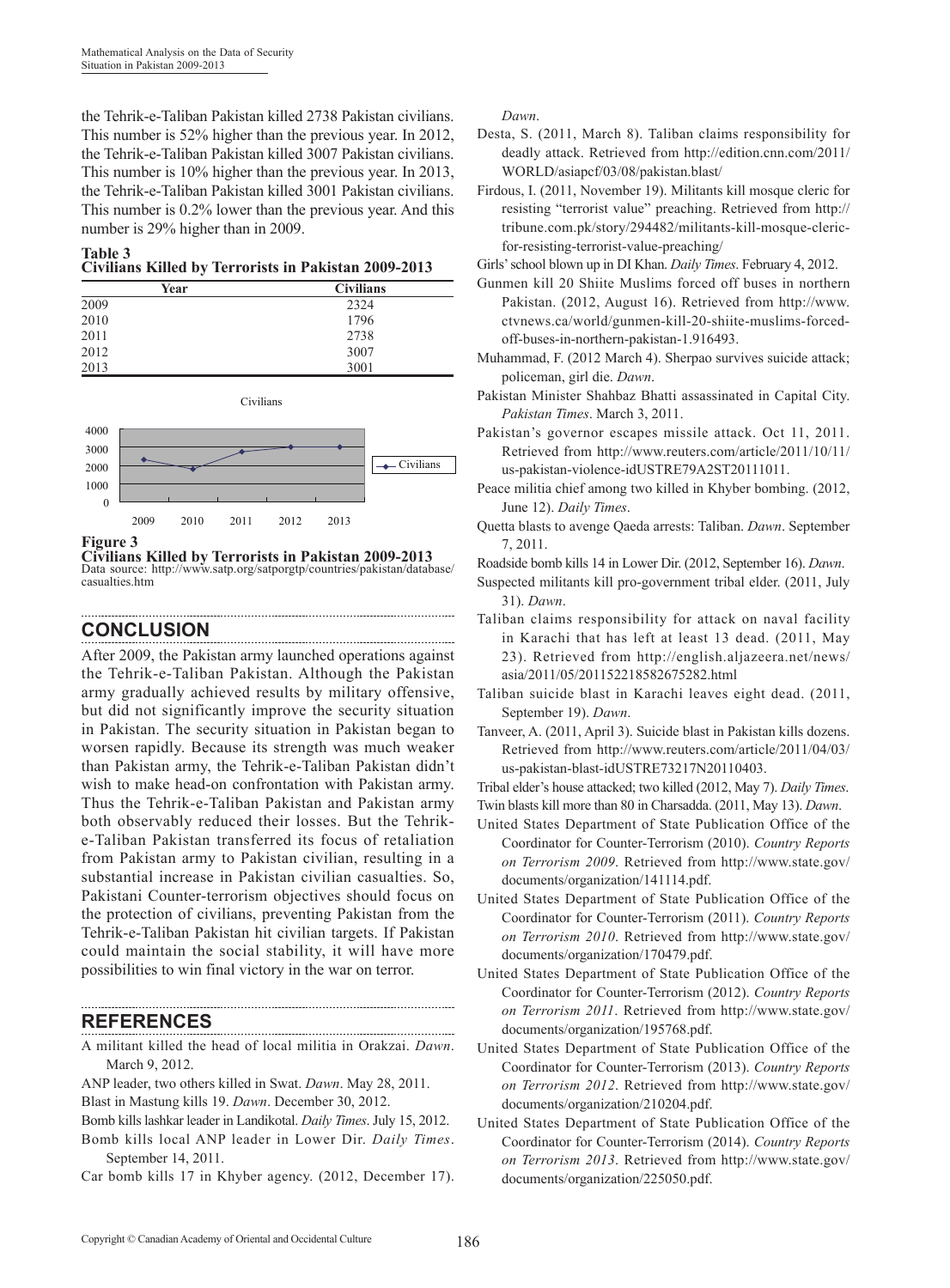the Tehrik-e-Taliban Pakistan killed 2738 Pakistan civilians. This number is 52% higher than the previous year. In 2012, the Tehrik-e-Taliban Pakistan killed 3007 Pakistan civilians. This number is 10% higher than the previous year. In 2013, the Tehrik-e-Taliban Pakistan killed 3001 Pakistan civilians. This number is 0.2% lower than the previous year. And this number is 29% higher than in 2009.

**Table 3**
**Civilians Killed by Terrorists in Pakistan 2009-2013**

| Year | Civilians |
|---|---|
| 2009 | 2324 |
| 2010 | 1796 |
| 2011 | 2738 |
| 2012 | 3007 |
| 2013 | 3001 |

Civilians

4000
3000
2000
1000
0

2009 2010 2011 2012 2013

Civilians

**Figure 3**
**Civilians Killed by Terrorists in Pakistan 2009-2013**
Data source: http://www.satp.org/satporgtp/countries/pakistan/database/casualties.htm

## CONCLUSION

After 2009, the Pakistan army launched operations against the Tehrik-e-Taliban Pakistan. Although the Pakistan army gradually achieved results by military offensive, but did not significantly improve the security situation in Pakistan. The security situation in Pakistan began to worsen rapidly. Because its strength was much weaker than Pakistan army, the Tehrik-e-Taliban Pakistan didn't wish to make head-on confrontation with Pakistan army. Thus the Tehrik-e-Taliban Pakistan and Pakistan army both observably reduced their losses. But the Tehrik-e-Taliban Pakistan transferred its focus of retaliation from Pakistan army to Pakistan civilian, resulting in a substantial increase in Pakistan civilian casualties. So, Pakistani Counter-terrorism objectives should focus on the protection of civilians, preventing Pakistan from the Tehrik-e-Taliban Pakistan hit civilian targets. If Pakistan could maintain the social stability, it will have more possibilities to win final victory in the war on terror.

## REFERENCES

A militant killed the head of local militia in Orakzai. *Dawn*. March 9, 2012.

ANP leader, two others killed in Swat. *Dawn*. May 28, 2011.

Blast in Mastung kills 19. *Dawn*. December 30, 2012.

Bomb kills lashkar leader in Landikotal. *Daily Times*. July 15, 2012.

Bomb kills local ANP leader in Lower Dir. *Daily Times*. September 14, 2011.

Car bomb kills 17 in Khyber agency. (2012, December 17). *Dawn*.

Desta, S. (2011, March 8). Taliban claims responsibility for deadly attack. Retrieved from http://edition.cnn.com/2011/WORLD/asiapcf/03/08/pakistan.blast/

Firdous, I. (2011, November 19). Militants kill mosque cleric for resisting "terrorist value" preaching. Retrieved from http://tribune.com.pk/story/294482/militants-kill-mosque-cleric-for-resisting-terrorist-value-preaching/

Girls' school blown up in DI Khan. *Daily Times*. February 4, 2012.

Gunmen kill 20 Shiite Muslims forced off buses in northern Pakistan. (2012, August 16). Retrieved from http://www.ctvnews.ca/world/gunmen-kill-20-shiite-muslims-forced-off-buses-in-northern-pakistan-1.916493.

Muhammad, F. (2012 March 4). Sherpao survives suicide attack; policeman, girl die. *Dawn*.

Pakistan Minister Shahbaz Bhatti assassinated in Capital City. *Pakistan Times*. March 3, 2011.

Pakistan's governor escapes missile attack. Oct 11, 2011. Retrieved from http://www.reuters.com/article/2011/10/11/us-pakistan-violence-idUSTRE79A2ST20111011.

Peace militia chief among two killed in Khyber bombing. (2012, June 12). *Daily Times*.

Quetta blasts to avenge Qaeda arrests: Taliban. *Dawn*. September 7, 2011.

Roadside bomb kills 14 in Lower Dir. (2012, September 16). *Dawn*.

Suspected militants kill pro-government tribal elder. (2011, July 31). *Dawn*.

Taliban claims responsibility for attack on naval facility in Karachi that has left at least 13 dead. (2011, May 23). Retrieved from http://english.aljazeera.net/news/asia/2011/05/201152218582675282.html

Taliban suicide blast in Karachi leaves eight dead. (2011, September 19). *Dawn*.

Tanveer, A. (2011, April 3). Suicide blast in Pakistan kills dozens. Retrieved from http://www.reuters.com/article/2011/04/03/us-pakistan-blast-idUSTRE73217N20110403.

Tribal elder's house attacked; two killed (2012, May 7). *Daily Times*.

Twin blasts kill more than 80 in Charsadda. (2011, May 13). *Dawn*.

United States Department of State Publication Office of the Coordinator for Counter-Terrorism (2010). *Country Reports on Terrorism 2009*. Retrieved from http://www.state.gov/documents/organization/141114.pdf.

United States Department of State Publication Office of the Coordinator for Counter-Terrorism (2011). *Country Reports on Terrorism 2010*. Retrieved from http://www.state.gov/documents/organization/170479.pdf.

United States Department of State Publication Office of the Coordinator for Counter-Terrorism (2012). *Country Reports on Terrorism 2011*. Retrieved from http://www.state.gov/documents/organization/195768.pdf.

United States Department of State Publication Office of the Coordinator for Counter-Terrorism (2013). *Country Reports on Terrorism 2012*. Retrieved from http://www.state.gov/documents/organization/210204.pdf.

United States Department of State Publication Office of the Coordinator for Counter-Terrorism (2014). *Country Reports on Terrorism 2013*. Retrieved from http://www.state.gov/documents/organization/225050.pdf.